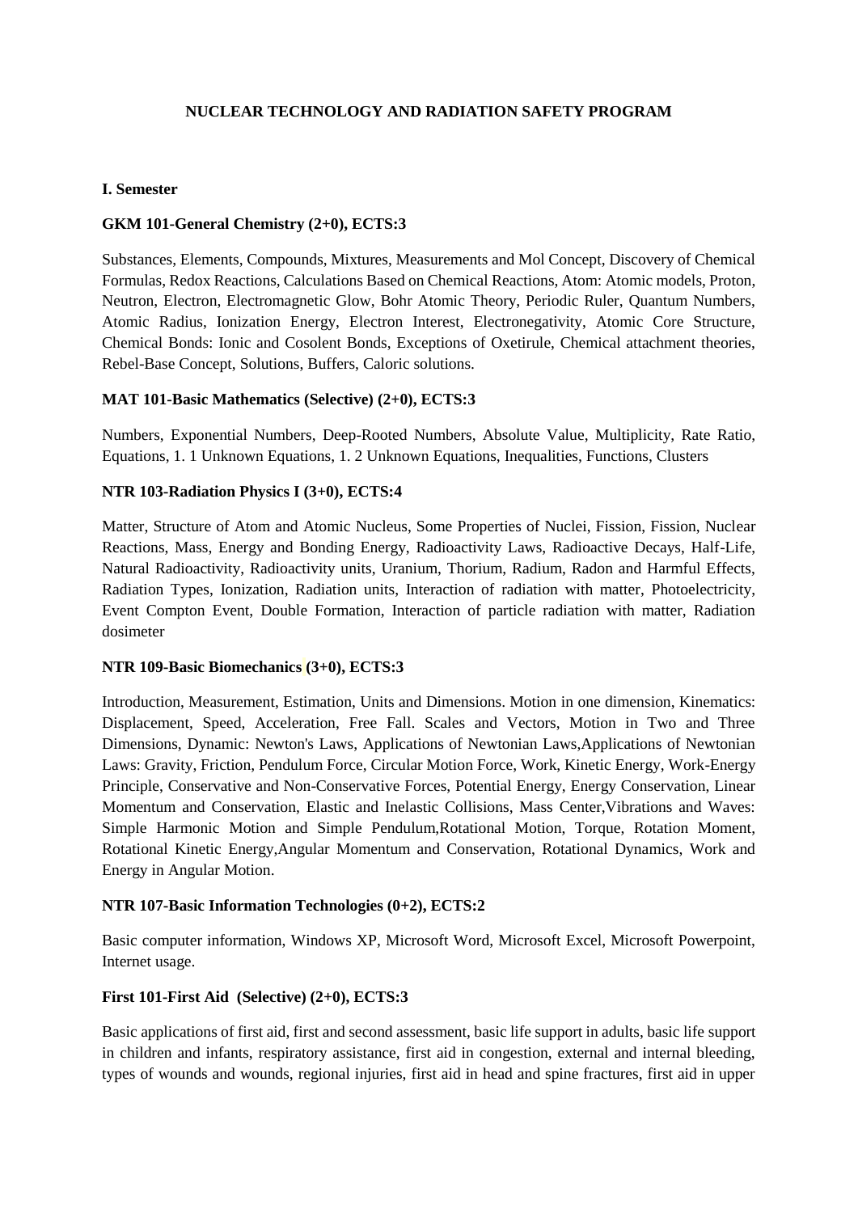# NUCLEAR TECHNOLOGY AND RADIATION SAFETY PROGRAM

## I. Semester

### GKM 101-General Chemistry (2+0), ECTS:3

Substances, Elements, Compounds, Mixtures, Measurements and Mol Concept, Discovery of Chemical Formulas, Redox Reactions, Calculations Based on Chemical Reactions, Atom: Atomic models, Proton, Neutron, Electron, Electromagnetic Glow, Bohr Atomic Theory, Periodic Ruler, Quantum Numbers, Atomic Radius, Ionization Energy, Electron Interest, Electronegativity, Atomic Core Structure, Chemical Bonds: Ionic and Cosolent Bonds, Exceptions of Oxetirule, Chemical attachment theories, Rebel-Base Concept, Solutions, Buffers, Caloric solutions.

### MAT 101-Basic Mathematics (Selective) (2+0), ECTS:3

Numbers, Exponential Numbers, Deep-Rooted Numbers, Absolute Value, Multiplicity, Rate Ratio, Equations, 1. 1 Unknown Equations, 1. 2 Unknown Equations, Inequalities, Functions, Clusters

### NTR 103-Radiation Physics I (3+0), ECTS:4

Matter, Structure of Atom and Atomic Nucleus, Some Properties of Nuclei, Fission, Fission, Nuclear Reactions, Mass, Energy and Bonding Energy, Radioactivity Laws, Radioactive Decays, Half-Life, Natural Radioactivity, Radioactivity units, Uranium, Thorium, Radium, Radon and Harmful Effects, Radiation Types, Ionization, Radiation units, Interaction of radiation with matter, Photoelectricity, Event Compton Event, Double Formation, Interaction of particle radiation with matter, Radiation dosimeter

### NTR 109-Basic Biomechanics (3+0), ECTS:3

Introduction, Measurement, Estimation, Units and Dimensions. Motion in one dimension, Kinematics: Displacement, Speed, Acceleration, Free Fall. Scales and Vectors, Motion in Two and Three Dimensions, Dynamic: Newton's Laws, Applications of Newtonian Laws,Applications of Newtonian Laws: Gravity, Friction, Pendulum Force, Circular Motion Force, Work, Kinetic Energy, Work-Energy Principle, Conservative and Non-Conservative Forces, Potential Energy, Energy Conservation, Linear Momentum and Conservation, Elastic and Inelastic Collisions, Mass Center,Vibrations and Waves: Simple Harmonic Motion and Simple Pendulum,Rotational Motion, Torque, Rotation Moment, Rotational Kinetic Energy,Angular Momentum and Conservation, Rotational Dynamics, Work and Energy in Angular Motion.

### NTR 107-Basic Information Technologies (0+2), ECTS:2

Basic computer information, Windows XP, Microsoft Word, Microsoft Excel, Microsoft Powerpoint, Internet usage.

### First 101-First Aid (Selective) (2+0), ECTS:3

Basic applications of first aid, first and second assessment, basic life support in adults, basic life support in children and infants, respiratory assistance, first aid in congestion, external and internal bleeding, types of wounds and wounds, regional injuries, first aid in head and spine fractures, first aid in upper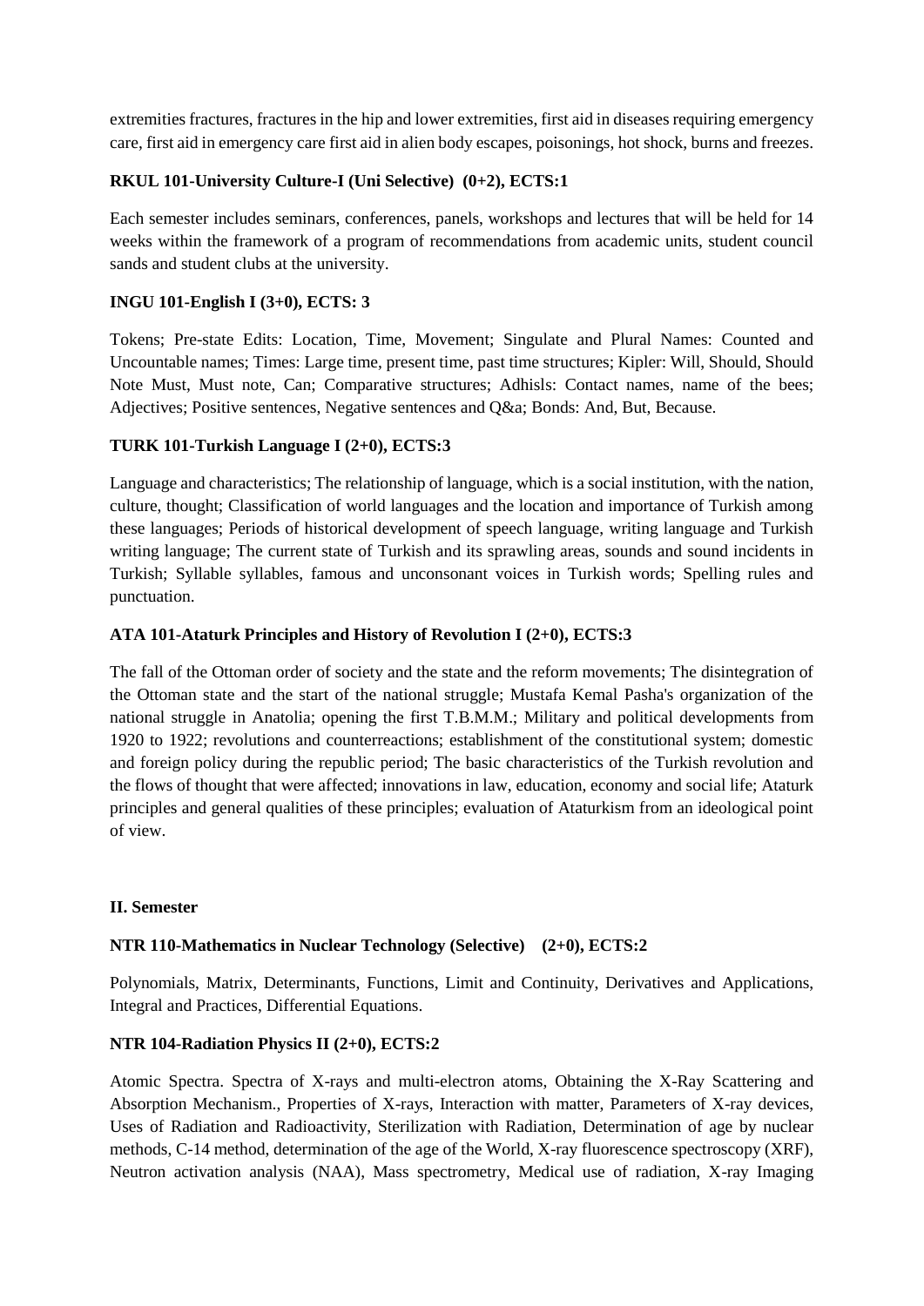extremities fractures, fractures in the hip and lower extremities, first aid in diseases requiring emergency care, first aid in emergency care first aid in alien body escapes, poisonings, hot shock, burns and freezes.

**RKUL 101-University Culture-I (Uni Selective) (0+2), ECTS:1**

Each semester includes seminars, conferences, panels, workshops and lectures that will be held for 14 weeks within the framework of a program of recommendations from academic units, student council sands and student clubs at the university.

**INGU 101-English I (3+0), ECTS: 3**

Tokens; Pre-state Edits: Location, Time, Movement; Singulate and Plural Names: Counted and Uncountable names; Times: Large time, present time, past time structures; Kipler: Will, Should, Should Note Must, Must note, Can; Comparative structures; Adhisls: Contact names, name of the bees; Adjectives; Positive sentences, Negative sentences and Q&a; Bonds: And, But, Because.

**TURK 101-Turkish Language I (2+0), ECTS:3**

Language and characteristics; The relationship of language, which is a social institution, with the nation, culture, thought; Classification of world languages and the location and importance of Turkish among these languages; Periods of historical development of speech language, writing language and Turkish writing language; The current state of Turkish and its sprawling areas, sounds and sound incidents in Turkish; Syllable syllables, famous and unconsonant voices in Turkish words; Spelling rules and punctuation.

**ATA 101-Ataturk Principles and History of Revolution I (2+0), ECTS:3**

The fall of the Ottoman order of society and the state and the reform movements; The disintegration of the Ottoman state and the start of the national struggle; Mustafa Kemal Pasha's organization of the national struggle in Anatolia; opening the first T.B.M.M.; Military and political developments from 1920 to 1922; revolutions and counterreactions; establishment of the constitutional system; domestic and foreign policy during the republic period; The basic characteristics of the Turkish revolution and the flows of thought that were affected; innovations in law, education, economy and social life; Ataturk principles and general qualities of these principles; evaluation of Ataturkism from an ideological point of view.

**II. Semester**

**NTR 110-Mathematics in Nuclear Technology (Selective) (2+0), ECTS:2**

Polynomials, Matrix, Determinants, Functions, Limit and Continuity, Derivatives and Applications, Integral and Practices, Differential Equations.

**NTR 104-Radiation Physics II (2+0), ECTS:2**

Atomic Spectra. Spectra of X-rays and multi-electron atoms, Obtaining the X-Ray Scattering and Absorption Mechanism., Properties of X-rays, Interaction with matter, Parameters of X-ray devices, Uses of Radiation and Radioactivity, Sterilization with Radiation, Determination of age by nuclear methods, C-14 method, determination of the age of the World, X-ray fluorescence spectroscopy (XRF), Neutron activation analysis (NAA), Mass spectrometry, Medical use of radiation, X-ray Imaging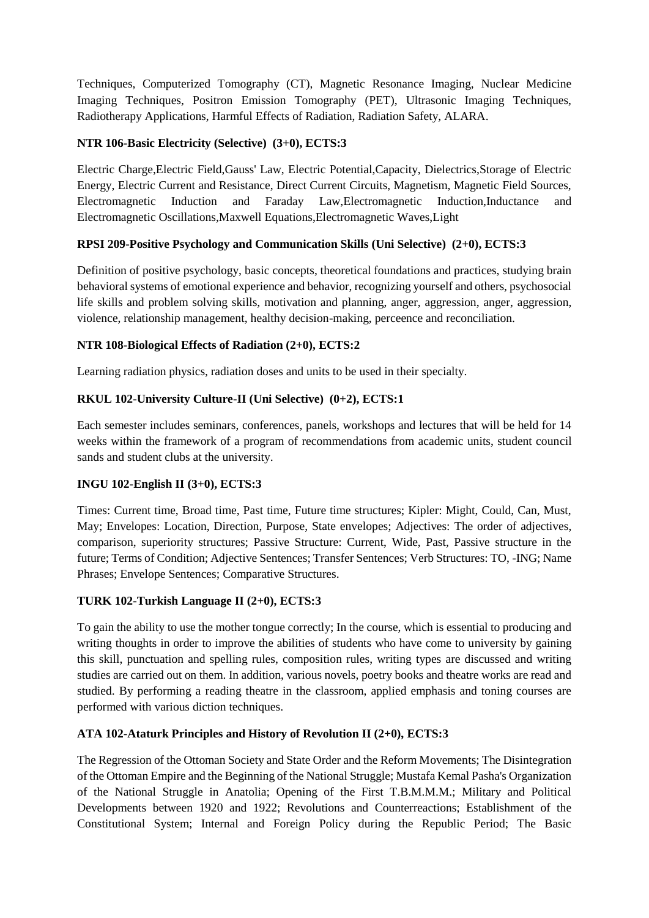Techniques, Computerized Tomography (CT), Magnetic Resonance Imaging, Nuclear Medicine Imaging Techniques, Positron Emission Tomography (PET), Ultrasonic Imaging Techniques, Radiotherapy Applications, Harmful Effects of Radiation, Radiation Safety, ALARA.

**NTR 106-Basic Electricity (Selective) (3+0), ECTS:3**

Electric Charge,Electric Field,Gauss' Law, Electric Potential,Capacity, Dielectrics,Storage of Electric Energy, Electric Current and Resistance, Direct Current Circuits, Magnetism, Magnetic Field Sources, Electromagnetic Induction and Faraday Law,Electromagnetic Induction,Inductance and Electromagnetic Oscillations,Maxwell Equations,Electromagnetic Waves,Light

**RPSI 209-Positive Psychology and Communication Skills (Uni Selective) (2+0), ECTS:3**

Definition of positive psychology, basic concepts, theoretical foundations and practices, studying brain behavioral systems of emotional experience and behavior, recognizing yourself and others, psychosocial life skills and problem solving skills, motivation and planning, anger, aggression, anger, aggression, violence, relationship management, healthy decision-making, perceence and reconciliation.

**NTR 108-Biological Effects of Radiation (2+0), ECTS:2**

Learning radiation physics, radiation doses and units to be used in their specialty.

**RKUL 102-University Culture-II (Uni Selective) (0+2), ECTS:1**

Each semester includes seminars, conferences, panels, workshops and lectures that will be held for 14 weeks within the framework of a program of recommendations from academic units, student council sands and student clubs at the university.

**INGU 102-English II (3+0), ECTS:3**

Times: Current time, Broad time, Past time, Future time structures; Kipler: Might, Could, Can, Must, May; Envelopes: Location, Direction, Purpose, State envelopes; Adjectives: The order of adjectives, comparison, superiority structures; Passive Structure: Current, Wide, Past, Passive structure in the future; Terms of Condition; Adjective Sentences; Transfer Sentences; Verb Structures: TO, -ING; Name Phrases; Envelope Sentences; Comparative Structures.

**TURK 102-Turkish Language II (2+0), ECTS:3**

To gain the ability to use the mother tongue correctly; In the course, which is essential to producing and writing thoughts in order to improve the abilities of students who have come to university by gaining this skill, punctuation and spelling rules, composition rules, writing types are discussed and writing studies are carried out on them. In addition, various novels, poetry books and theatre works are read and studied. By performing a reading theatre in the classroom, applied emphasis and toning courses are performed with various diction techniques.

**ATA 102-Ataturk Principles and History of Revolution II (2+0), ECTS:3**

The Regression of the Ottoman Society and State Order and the Reform Movements; The Disintegration of the Ottoman Empire and the Beginning of the National Struggle; Mustafa Kemal Pasha's Organization of the National Struggle in Anatolia; Opening of the First T.B.M.M.M.; Military and Political Developments between 1920 and 1922; Revolutions and Counterreactions; Establishment of the Constitutional System; Internal and Foreign Policy during the Republic Period; The Basic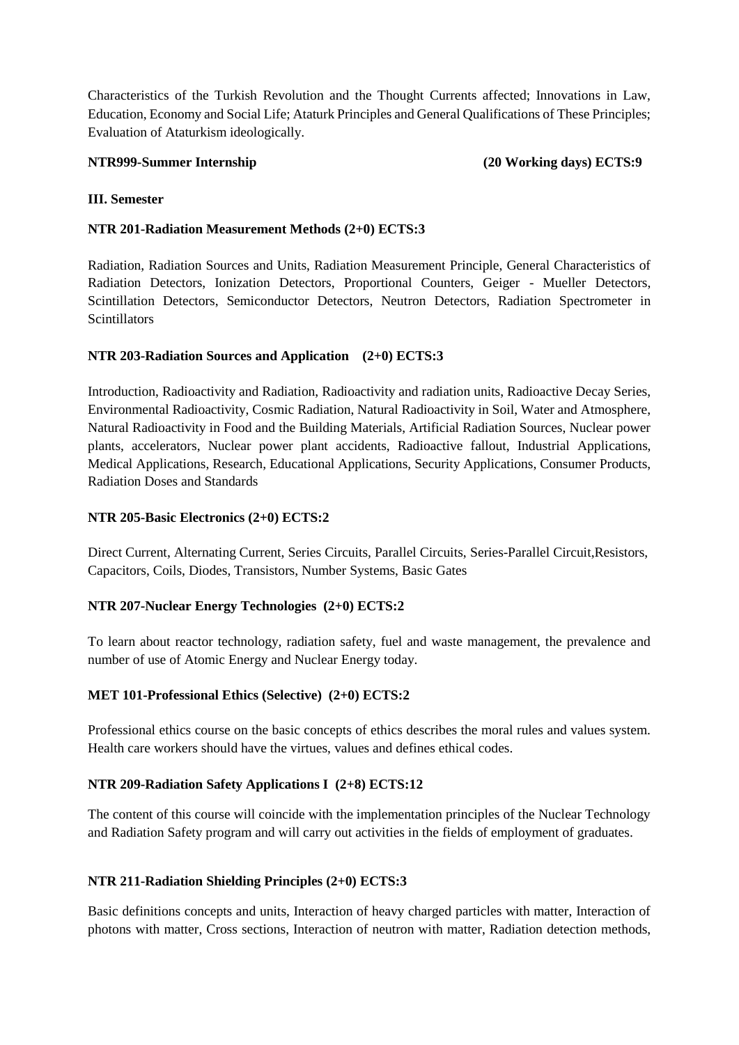Characteristics of the Turkish Revolution and the Thought Currents affected; Innovations in Law, Education, Economy and Social Life; Ataturk Principles and General Qualifications of These Principles; Evaluation of Ataturkism ideologically.

**NTR999-Summer Internship (20 Working days) ECTS:9**

**III. Semester**

**NTR 201-Radiation Measurement Methods (2+0) ECTS:3**

Radiation, Radiation Sources and Units, Radiation Measurement Principle, General Characteristics of Radiation Detectors, Ionization Detectors, Proportional Counters, Geiger - Mueller Detectors, Scintillation Detectors, Semiconductor Detectors, Neutron Detectors, Radiation Spectrometer in Scintillators

**NTR 203-Radiation Sources and Application (2+0) ECTS:3**

Introduction, Radioactivity and Radiation, Radioactivity and radiation units, Radioactive Decay Series, Environmental Radioactivity, Cosmic Radiation, Natural Radioactivity in Soil, Water and Atmosphere, Natural Radioactivity in Food and the Building Materials, Artificial Radiation Sources, Nuclear power plants, accelerators, Nuclear power plant accidents, Radioactive fallout, Industrial Applications, Medical Applications, Research, Educational Applications, Security Applications, Consumer Products, Radiation Doses and Standards

**NTR 205-Basic Electronics (2+0) ECTS:2**

Direct Current, Alternating Current, Series Circuits, Parallel Circuits, Series-Parallel Circuit,Resistors, Capacitors, Coils, Diodes, Transistors, Number Systems, Basic Gates

**NTR 207-Nuclear Energy Technologies (2+0) ECTS:2**

To learn about reactor technology, radiation safety, fuel and waste management, the prevalence and number of use of Atomic Energy and Nuclear Energy today.

**MET 101-Professional Ethics (Selective) (2+0) ECTS:2**

Professional ethics course on the basic concepts of ethics describes the moral rules and values system. Health care workers should have the virtues, values and defines ethical codes.

**NTR 209-Radiation Safety Applications I (2+8) ECTS:12**

The content of this course will coincide with the implementation principles of the Nuclear Technology and Radiation Safety program and will carry out activities in the fields of employment of graduates.

**NTR 211-Radiation Shielding Principles (2+0) ECTS:3**

Basic definitions concepts and units, Interaction of heavy charged particles with matter, Interaction of photons with matter, Cross sections, Interaction of neutron with matter, Radiation detection methods,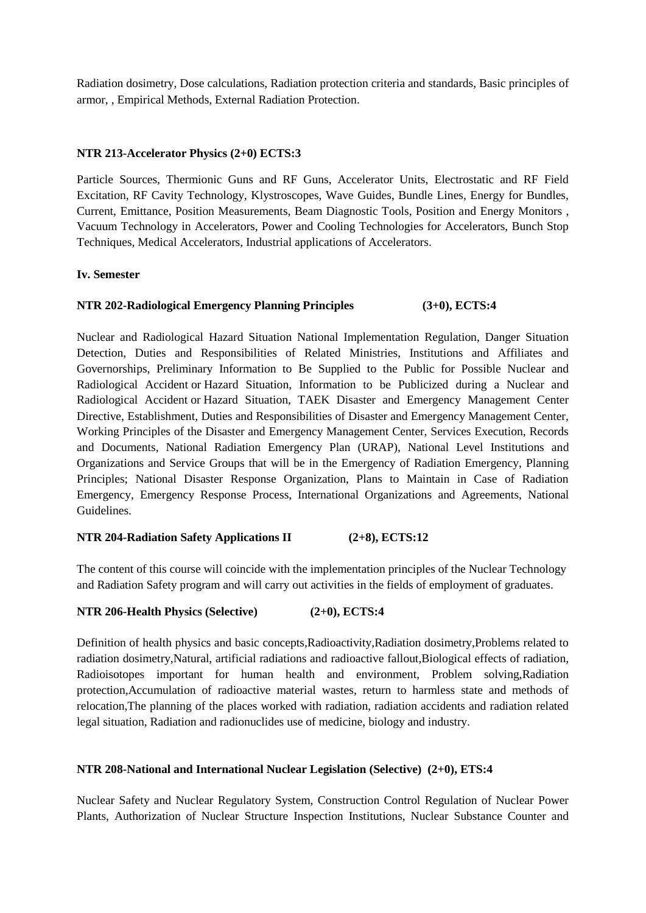Radiation dosimetry, Dose calculations, Radiation protection criteria and standards, Basic principles of armor, , Empirical Methods, External Radiation Protection.

**NTR 213-Accelerator Physics (2+0) ECTS:3**

Particle Sources, Thermionic Guns and RF Guns, Accelerator Units, Electrostatic and RF Field Excitation, RF Cavity Technology, Klystroscopes, Wave Guides, Bundle Lines, Energy for Bundles, Current, Emittance, Position Measurements, Beam Diagnostic Tools, Position and Energy Monitors , Vacuum Technology in Accelerators, Power and Cooling Technologies for Accelerators, Bunch Stop Techniques, Medical Accelerators, Industrial applications of Accelerators.

**Iv. Semester**

**NTR 202-Radiological Emergency Planning Principles (3+0), ECTS:4**

Nuclear and Radiological Hazard Situation National Implementation Regulation, Danger Situation Detection, Duties and Responsibilities of Related Ministries, Institutions and Affiliates and Governorships, Preliminary Information to Be Supplied to the Public for Possible Nuclear and Radiological Accident or Hazard Situation, Information to be Publicized during a Nuclear and Radiological Accident or Hazard Situation, TAEK Disaster and Emergency Management Center Directive, Establishment, Duties and Responsibilities of Disaster and Emergency Management Center, Working Principles of the Disaster and Emergency Management Center, Services Execution, Records and Documents, National Radiation Emergency Plan (URAP), National Level Institutions and Organizations and Service Groups that will be in the Emergency of Radiation Emergency, Planning Principles; National Disaster Response Organization, Plans to Maintain in Case of Radiation Emergency, Emergency Response Process, International Organizations and Agreements, National Guidelines.

**NTR 204-Radiation Safety Applications II (2+8), ECTS:12**

The content of this course will coincide with the implementation principles of the Nuclear Technology and Radiation Safety program and will carry out activities in the fields of employment of graduates.

**NTR 206-Health Physics (Selective) (2+0), ECTS:4**

Definition of health physics and basic concepts,Radioactivity,Radiation dosimetry,Problems related to radiation dosimetry,Natural, artificial radiations and radioactive fallout,Biological effects of radiation, Radioisotopes important for human health and environment, Problem solving,Radiation protection,Accumulation of radioactive material wastes, return to harmless state and methods of relocation,The planning of the places worked with radiation, radiation accidents and radiation related legal situation, Radiation and radionuclides use of medicine, biology and industry.

**NTR 208-National and International Nuclear Legislation (Selective) (2+0), ETS:4**

Nuclear Safety and Nuclear Regulatory System, Construction Control Regulation of Nuclear Power Plants, Authorization of Nuclear Structure Inspection Institutions, Nuclear Substance Counter and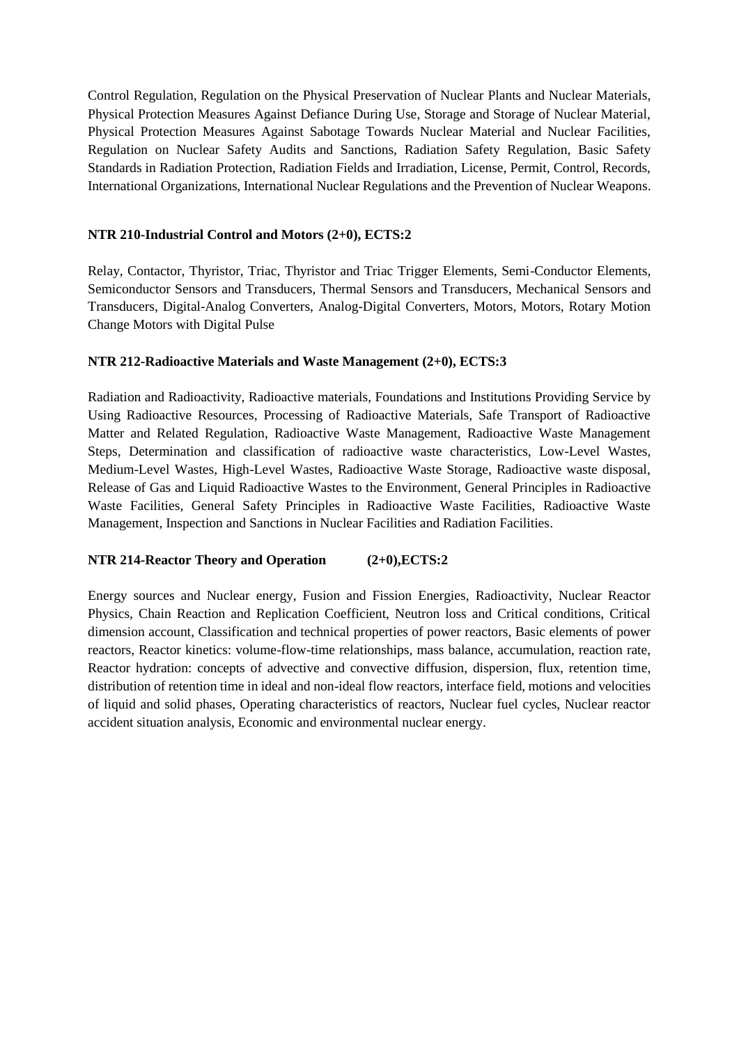Control Regulation, Regulation on the Physical Preservation of Nuclear Plants and Nuclear Materials, Physical Protection Measures Against Defiance During Use, Storage and Storage of Nuclear Material, Physical Protection Measures Against Sabotage Towards Nuclear Material and Nuclear Facilities, Regulation on Nuclear Safety Audits and Sanctions, Radiation Safety Regulation, Basic Safety Standards in Radiation Protection, Radiation Fields and Irradiation, License, Permit, Control, Records, International Organizations, International Nuclear Regulations and the Prevention of Nuclear Weapons.

**NTR 210-Industrial Control and Motors (2+0), ECTS:2**

Relay, Contactor, Thyristor, Triac, Thyristor and Triac Trigger Elements, Semi-Conductor Elements, Semiconductor Sensors and Transducers, Thermal Sensors and Transducers, Mechanical Sensors and Transducers, Digital-Analog Converters, Analog-Digital Converters, Motors, Motors, Rotary Motion Change Motors with Digital Pulse

**NTR 212-Radioactive Materials and Waste Management (2+0), ECTS:3**

Radiation and Radioactivity, Radioactive materials, Foundations and Institutions Providing Service by Using Radioactive Resources, Processing of Radioactive Materials, Safe Transport of Radioactive Matter and Related Regulation, Radioactive Waste Management, Radioactive Waste Management Steps, Determination and classification of radioactive waste characteristics, Low-Level Wastes, Medium-Level Wastes, High-Level Wastes, Radioactive Waste Storage, Radioactive waste disposal, Release of Gas and Liquid Radioactive Wastes to the Environment, General Principles in Radioactive Waste Facilities, General Safety Principles in Radioactive Waste Facilities, Radioactive Waste Management, Inspection and Sanctions in Nuclear Facilities and Radiation Facilities.

**NTR 214-Reactor Theory and Operation (2+0),ECTS:2**

Energy sources and Nuclear energy, Fusion and Fission Energies, Radioactivity, Nuclear Reactor Physics, Chain Reaction and Replication Coefficient, Neutron loss and Critical conditions, Critical dimension account, Classification and technical properties of power reactors, Basic elements of power reactors, Reactor kinetics: volume-flow-time relationships, mass balance, accumulation, reaction rate, Reactor hydration: concepts of advective and convective diffusion, dispersion, flux, retention time, distribution of retention time in ideal and non-ideal flow reactors, interface field, motions and velocities of liquid and solid phases, Operating characteristics of reactors, Nuclear fuel cycles, Nuclear reactor accident situation analysis, Economic and environmental nuclear energy.